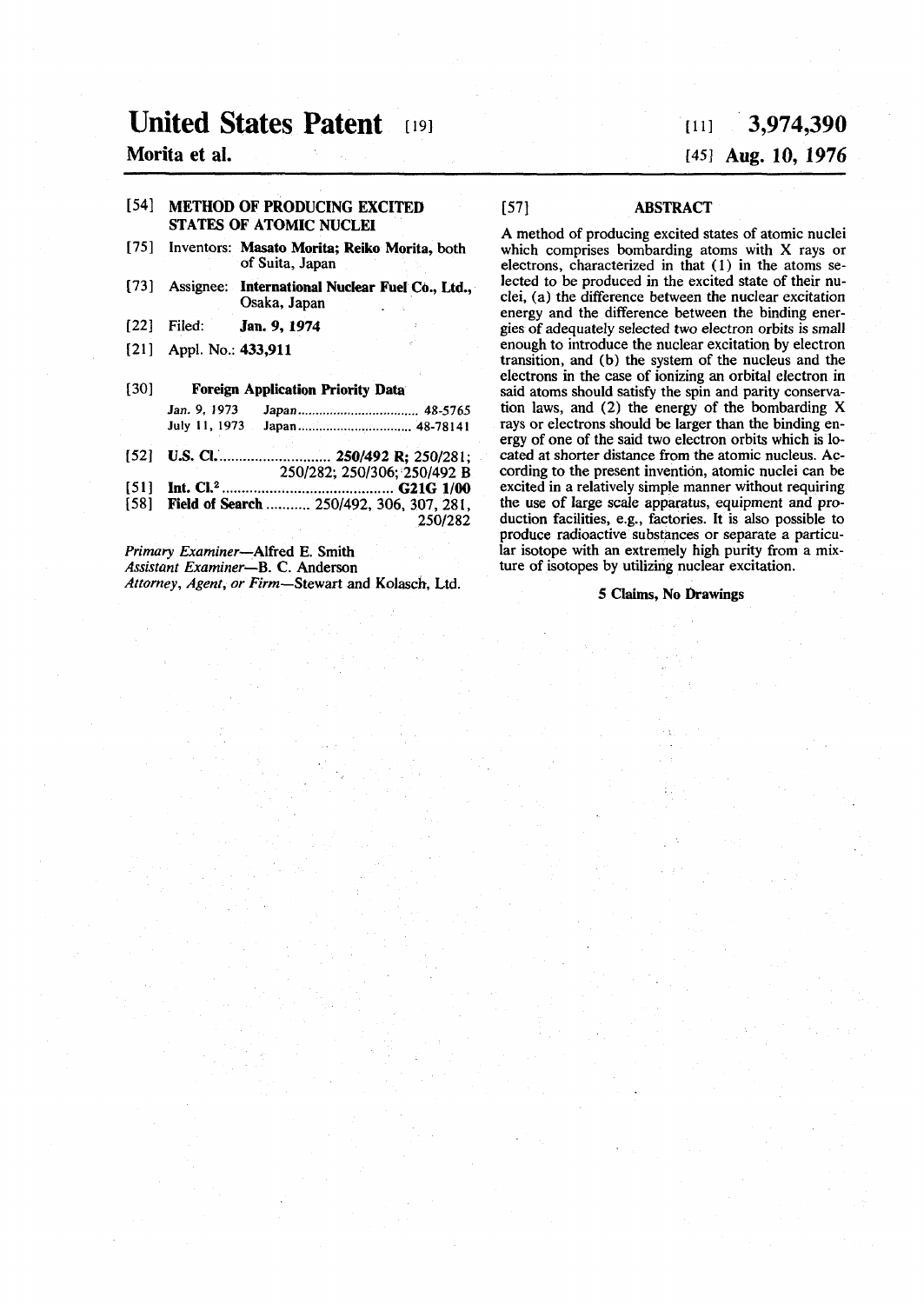# United States Patent [19]

**Morita et al.**

[11] **3,974,390**

[45] **Aug. 10, 1976**

[54] **METHOD OF PRODUCING EXCITED STATES OF ATOMIC NUCLEI**

[75] Inventors: **Masato Morita; Reiko Morita,** both of Suita, Japan

[73] Assignee: **International Nuclear Fuel Co., Ltd.,** Osaka, Japan

[22] Filed: **Jan. 9, 1974**

[21] Appl. No.: **433,911**

[30] **Foreign Application Priority Data**

| | | |
|---|---|---|
| Jan. 9, 1973 | Japan | 48-5765 |
| July 11, 1973 | Japan | 48-78141 |

[52] **U.S. Cl.** ............................ **250/492 R;** 250/281; 250/282; 250/306; 250/492 B

[51] **Int. Cl.²** ............................ **G21G 1/00**

[58] **Field of Search** ........... 250/492, 306, 307, 281, 250/282

*Primary Examiner*—Alfred E. Smith
*Assistant Examiner*—B. C. Anderson
*Attorney, Agent, or Firm*—Stewart and Kolasch, Ltd.

[57] **ABSTRACT**

A method of producing excited states of atomic nuclei which comprises bombarding atoms with X rays or electrons, characterized in that (1) in the atoms selected to be produced in the excited state of their nuclei, (a) the difference between the nuclear excitation energy and the difference between the binding energies of adequately selected two electron orbits is small enough to introduce the nuclear excitation by electron transition, and (b) the system of the nucleus and the electrons in the case of ionizing an orbital electron in said atoms should satisfy the spin and parity conservation laws, and (2) the energy of the bombarding X rays or electrons should be larger than the binding energy of one of the said two electron orbits which is located at shorter distance from the atomic nucleus. According to the present invention, atomic nuclei can be excited in a relatively simple manner without requiring the use of large scale apparatus, equipment and production facilities, e.g., factories. It is also possible to produce radioactive substances or separate a particular isotope with an extremely high purity from a mixture of isotopes by utilizing nuclear excitation.

**5 Claims, No Drawings**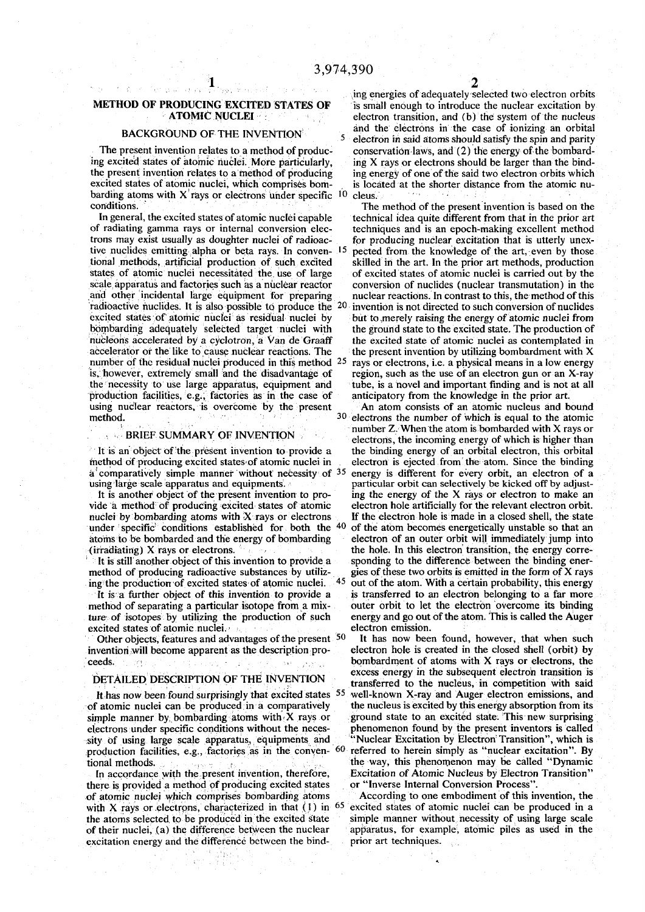# METHOD OF PRODUCING EXCITED STATES OF ATOMIC NUCLEI

## BACKGROUND OF THE INVENTION

The present invention relates to a method of producing excited states of atomic nuclei. More particularly, the present invention relates to a method of producing excited states of atomic nuclei, which comprises bombarding atoms with X rays or electrons under specific conditions.

In general, the excited states of atomic nuclei capable of radiating gamma rays or internal conversion electrons may exist usually as doughter nuclei of radioactive nuclides emitting alpha or beta rays. In conventional methods, artificial production of such excited states of atomic nuclei necessitated the use of large scale apparatus and factories such as a nuclear reactor and other incidental large equipment for preparing radioactive nuclides. It is also possible to produce the excited states of atomic nuclei as residual nuclei by bombarding adequately selected target nuclei with nucleons accelerated by a cyclotron, a Van de Graaff accelerator or the like to cause nuclear reactions. The number of the residual nuclei produced in this method is, however, extremely small and the disadvantage of the necessity to use large apparatus, equipment and production facilities, e.g., factories as in the case of using nuclear reactors, is overcome by the present method.

## BRIEF SUMMARY OF INVENTION

It is an object of the present invention to provide a method of producing excited states of atomic nuclei in a comparatively simple manner without necessity of using large scale apparatus and equipments.

It is another object of the present invention to provide a method of producing excited states of atomic nuclei by bombarding atoms with X rays or electrons under specific conditions established for both the atoms to be bombarded and the energy of bombarding (irradiating) X rays or electrons.

It is still another object of this invention to provide a method of producing radioactive substances by utilizing the production of excited states of atomic nuclei.

It is a further object of this invention to provide a method of separating a particular isotope from a mixture of isotopes by utilizing the production of such excited states of atomic nuclei.

Other objects, features and advantages of the present invention will become apparent as the description proceeds.

## DETAILED DESCRIPTION OF THE INVENTION

It has now been found surprisingly that excited states of atomic nuclei can be produced in a comparatively simple manner by bombarding atoms with X rays or electrons under specific conditions without the necessity of using large scale apparatus, equipments and production facilities, e.g., factories as in the conventional methods.

In accordance with the present invention, therefore, there is provided a method of producing excited states of atomic nuclei which comprises bombarding atoms with X rays or electrons, characterized in that (1) in the atoms selected to be produced in the excited state of their nuclei, (a) the difference between the nuclear excitation energy and the difference between the binding energies of adequately selected two electron orbits is small enough to introduce the nuclear excitation by electron transition, and (b) the system of the nucleus and the electrons in the case of ionizing an orbital electron in said atoms should satisfy the spin and parity conservation laws, and (2) the energy of the bombarding X rays or electrons should be larger than the binding energy of one of the said two electron orbits which is located at the shorter distance from the atomic nucleus.

The method of the present invention is based on the technical idea quite different from that in the prior art techniques and is an epoch-making excellent method for producing nuclear excitation that is utterly unexpected from the knowledge of the art, even by those skilled in the art. In the prior art methods, production of excited states of atomic nuclei is carried out by the conversion of nuclides (nuclear transmutation) in the nuclear reactions. In contrast to this, the method of this invention is not directed to such conversion of nuclides but to merely raising the energy of atomic nuclei from the ground state to the excited state. The production of the excited state of atomic nuclei as contemplated in the present invention by utilizing bombardment with X rays or electrons, i.e. a physical means in a low energy region, such as the use of an electron gun or an X-ray tube, is a novel and important finding and is not at all anticipatory from the knowledge in the prior art.

An atom consists of an atomic nucleus and bound electrons the number of which is equal to the atomic number Z. When the atom is bombarded with X rays or electrons, the incoming energy of which is higher than the binding energy of an orbital electron, this orbital electron is ejected from the atom. Since the binding energy is different for every orbit, an electron of a particular orbit can selectively be kicked off by adjusting the energy of the X rays or electron to make an electron hole artificially for the relevant electron orbit. If the electron hole is made in a closed shell, the state of the atom becomes energetically unstable so that an electron of an outer orbit will immediately jump into the hole. In this electron transition, the energy corresponding to the difference between the binding energies of these two orbits is emitted in the form of X rays out of the atom. With a certain probability, this energy is transferred to an electron belonging to a far more outer orbit to let the electron overcome its binding energy and go out of the atom. This is called the Auger electron emission.

It has now been found, however, that when such electron hole is created in the closed shell (orbit) by bombardment of atoms with X rays or electrons, the excess energy in the subsequent electron transition is transferred to the nucleus, in competition with said well-known X-ray and Auger electron emissions, and the nucleus is excited by this energy absorption from its ground state to an excited state. This new surprising phenomenon found by the present inventors is called "Nuclear Excitation by Electron Transition", which is referred to herein simply as "nuclear excitation". By the way, this phenomenon may be called "Dynamic Excitation of Atomic Nucleus by Electron Transition" or "Inverse Internal Conversion Process".

According to one embodiment of this invention, the excited states of atomic nuclei can be produced in a simple manner without necessity of using large scale apparatus, for example, atomic piles as used in the prior art techniques.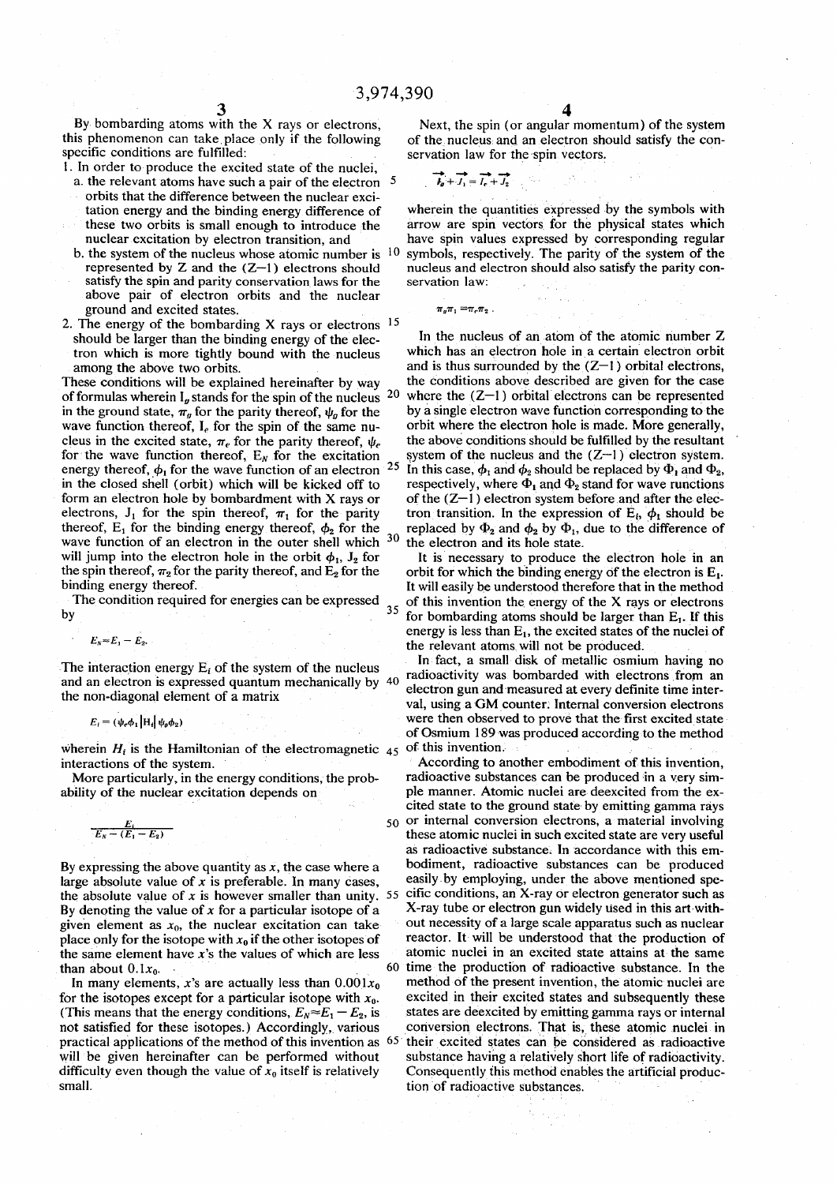By bombarding atoms with the X rays or electrons, this phenomenon can take place only if the following specific conditions are fulfilled:

1. In order to produce the excited state of the nuclei,
   a. the relevant atoms have such a pair of the electron orbits that the difference between the nuclear excitation energy and the binding energy difference of these two orbits is small enough to introduce the nuclear excitation by electron transition, and
   b. the system of the nucleus whose atomic number is represented by Z and the (Z−1) electrons should satisfy the spin and parity conservation laws for the above pair of electron orbits and the nuclear ground and excited states.
2. The energy of the bombarding X rays or electrons should be larger than the binding energy of the electron which is more tightly bound with the nucleus among the above two orbits.

These conditions will be explained hereinafter by way of formulas wherein $I_g$ stands for the spin of the nucleus in the ground state, $\pi_g$ for the parity thereof, $\psi_g$ for the wave function thereof, $I_e$ for the spin of the same nucleus in the excited state, $\pi_e$ for the parity thereof, $\psi_e$ for the wave function thereof, $E_N$ for the excitation energy thereof, $\phi_1$ for the wave function of an electron in the closed shell (orbit) which will be kicked off to form an electron hole by bombardment with X rays or electrons, $J_1$ for the spin thereof, $\pi_1$ for the parity thereof, $E_1$ for the binding energy thereof, $\phi_2$ for the wave function of an electron in the outer shell which will jump into the electron hole in the orbit $\phi_1$, $J_2$ for the spin thereof, $\pi_2$ for the parity thereof, and $E_2$ for the binding energy thereof.

The condition required for energies can be expressed by

$$E_N \approx E_1 - E_2.$$

The interaction energy $E_i$ of the system of the nucleus and an electron is expressed quantum mechanically by the non-diagonal element of a matrix

$$E_i = (\psi_e \phi_1 | H_i | \psi_g \phi_2)$$

wherein $H_i$ is the Hamiltonian of the electromagnetic interactions of the system.

More particularly, in the energy conditions, the probability of the nuclear excitation depends on

$$\frac{E_i}{E_N - (E_1 - E_2)}$$

By expressing the above quantity as $x$, the case where a large absolute value of $x$ is preferable. In many cases, the absolute value of $x$ is however smaller than unity. By denoting the value of $x$ for a particular isotope of a given element as $x_0$, the nuclear excitation can take place only for the isotope with $x_0$ if the other isotopes of the same element have $x$'s the values of which are less than about $0.1x_0$.

In many elements, $x$'s are actually less than $0.001x_0$ for the isotopes except for a particular isotope with $x_0$. (This means that the energy conditions, $E_N \approx E_1 - E_2$, is not satisfied for these isotopes.) Accordingly, various practical applications of the method of this invention as will be given hereinafter can be performed without difficulty even though the value of $x_0$ itself is relatively small.

Next, the spin (or angular momentum) of the system of the nucleus and an electron should satisfy the conservation law for the spin vectors.

$$\vec{I_g} + \vec{J_1} = \vec{I_e} + \vec{J_2}$$

wherein the quantities expressed by the symbols with arrow are spin vectors for the physical states which have spin values expressed by corresponding regular symbols, respectively. The parity of the system of the nucleus and electron should also satisfy the parity conservation law:

$$\pi_g \pi_1 = \pi_e \pi_2 .$$

In the nucleus of an atom of the atomic number Z which has an electron hole in a certain electron orbit and is thus surrounded by the (Z−1) orbital electrons, the conditions above described are given for the case where the (Z−1) orbital electrons can be represented by a single electron wave function corresponding to the orbit where the electron hole is made. More generally, the above conditions should be fulfilled by the resultant system of the nucleus and the (Z−1) electron system. In this case, $\phi_1$ and $\phi_2$ should be replaced by $\Phi_1$ and $\Phi_2$, respectively, where $\Phi_1$ and $\Phi_2$ stand for wave functions of the (Z−1) electron system before and after the electron transition. In the expression of $E_i$, $\phi_1$ should be replaced by $\Phi_2$ and $\phi_2$ by $\Phi_1$, due to the difference of the electron and its hole state.

It is necessary to produce the electron hole in an orbit for which the binding energy of the electron is $E_1$. It will easily be understood therefore that in the method of this invention the energy of the X rays or electrons for bombarding atoms should be larger than $E_1$. If this energy is less than $E_1$, the excited states of the nuclei of the relevant atoms will not be produced.

In fact, a small disk of metallic osmium having no radioactivity was bombarded with electrons from an electron gun and measured at every definite time interval, using a GM counter. Internal conversion electrons were then observed to prove that the first excited state of Osmium 189 was produced according to the method of this invention.

According to another embodiment of this invention, radioactive substances can be produced in a very simple manner. Atomic nuclei are deexcited from the excited state to the ground state by emitting gamma rays or internal conversion electrons, a material involving these atomic nuclei in such excited state are very useful as radioactive substance. In accordance with this embodiment, radioactive substances can be produced easily by employing, under the above mentioned specific conditions, an X-ray or electron generator such as X-ray tube or electron gun widely used in this art without necessity of a large scale apparatus such as nuclear reactor. It will be understood that the production of atomic nuclei in an excited state attains at the same time the production of radioactive substance. In the method of the present invention, the atomic nuclei are excited in their excited states and subsequently these states are deexcited by emitting gamma rays or internal conversion electrons. That is, these atomic nuclei in their excited states can be considered as radioactive substance having a relatively short life of radioactivity. Consequently this method enables the artificial production of radioactive substances.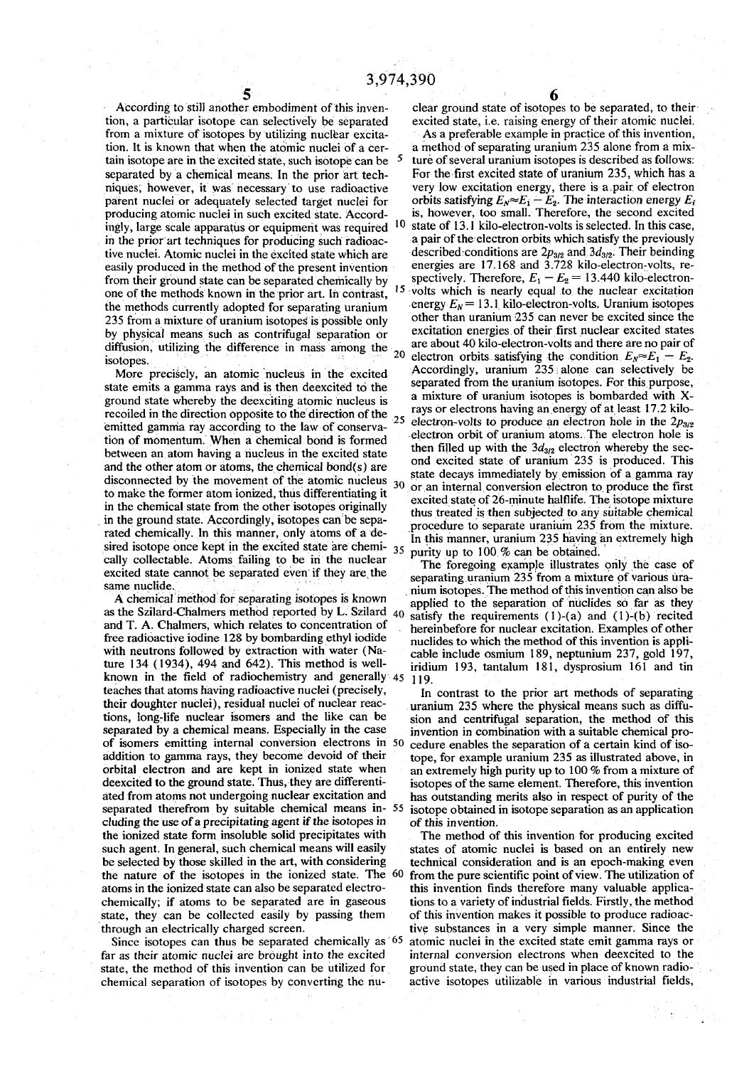According to still another embodiment of this invention, a particular isotope can selectively be separated from a mixture of isotopes by utilizing nuclear excitation. It is known that when the atomic nuclei of a certain isotope are in the excited state, such isotope can be separated by a chemical means. In the prior art techniques, however, it was necessary to use radioactive parent nuclei or adequately selected target nuclei for producing atomic nuclei in such excited state. Accordingly, large scale apparatus or equipment was required in the prior art techniques for producing such radioactive nuclei. Atomic nuclei in the excited state which are easily produced in the method of the present invention from their ground state can be separated chemically by one of the methods known in the prior art. In contrast, the methods currently adopted for separating uranium 235 from a mixture of uranium isotopes is possible only by physical means such as contrifugal separation or diffusion, utilizing the difference in mass among the isotopes.

More precisely, an atomic nucleus in the excited state emits a gamma rays and is then deexcited to the ground state whereby the deexciting atomic nucleus is recoiled in the direction opposite to the direction of the emitted gamma ray according to the law of conservation of momentum. When a chemical bond is formed between an atom having a nucleus in the excited state and the other atom or atoms, the chemical bond(s) are disconnected by the movement of the atomic nucleus to make the former atom ionized, thus differentiating it in the chemical state from the other isotopes originally in the ground state. Accordingly, isotopes can be separated chemically. In this manner, only atoms of a desired isotope once kept in the excited state are chemically collectable. Atoms failing to be in the nuclear excited state cannot be separated even if they are the same nuclide.

A chemical method for separating isotopes is known as the Szilard-Chalmers method reported by L. Szilard and T. A. Chalmers, which relates to concentration of free radioactive iodine 128 by bombarding ethyl iodide with neutrons followed by extraction with water (Nature 134 (1934), 494 and 642). This method is well-known in the field of radiochemistry and generally teaches that atoms having radioactive nuclei (precisely, their doughter nuclei), residual nuclei of nuclear reactions, long-life nuclear isomers and the like can be separated by a chemical means. Especially in the case of isomers emitting internal conversion electrons in addition to gamma rays, they become devoid of their orbital electron and are kept in ionized state when deexcited to the ground state. Thus, they are differentiated from atoms not undergoing nuclear excitation and separated therefrom by suitable chemical means including the use of a precipitating agent if the isotopes in the ionized state form insoluble solid precipitates with such agent. In general, such chemical means will easily be selected by those skilled in the art, with considering the nature of the isotopes in the ionized state. The atoms in the ionized state can also be separated electrochemically; if atoms to be separated are in gaseous state, they can be collected easily by passing them through an electrically charged screen.

Since isotopes can thus be separated chemically as far as their atomic nuclei are brought into the excited state, the method of this invention can be utilized for chemical separation of isotopes by converting the nuclear ground state of isotopes to be separated, to their excited state, i.e. raising energy of their atomic nuclei.

As a preferable example in practice of this invention, a method of separating uranium 235 alone from a mixture of several uranium isotopes is described as follows: For the first excited state of uranium 235, which has a very low excitation energy, there is a pair of electron orbits satisfying $E_N \approx E_1 - E_2$. The interaction energy $E_i$ is, however, too small. Therefore, the second excited state of 13.1 kilo-electron-volts is selected. In this case, a pair of the electron orbits which satisfy the previously described conditions are $2p_{3/2}$ and $3d_{3/2}$. Their beinding energies are 17.168 and 3.728 kilo-electron-volts, respectively. Therefore, $E_1 - E_2 = 13.440$ kilo-electron-volts which is nearly equal to the nuclear excitation energy $E_N = 13.1$ kilo-electron-volts. Uranium isotopes other than uranium 235 can never be excited since the excitation energies of their first nuclear excited states are about 40 kilo-electron-volts and there are no pair of electron orbits satisfying the condition $E_N \approx E_1 - E_2$. Accordingly, uranium 235 alone can selectively be separated from the uranium isotopes. For this purpose, a mixture of uranium isotopes is bombarded with X-rays or electrons having an energy of at least 17.2 kilo-electron-volts to produce an electron hole in the $2p_{3/2}$ electron orbit of uranium atoms. The electron hole is then filled up with the $3d_{3/2}$ electron whereby the second excited state of uranium 235 is produced. This state decays immediately by emission of a gamma ray or an internal conversion electron to produce the first excited state of 26-minute halflife. The isotope mixture thus treated is then subjected to any suitable chemical procedure to separate uranium 235 from the mixture. In this manner, uranium 235 having an extremely high purity up to 100 % can be obtained.

The foregoing example illustrates only the case of separating uranium 235 from a mixture of various uranium isotopes. The method of this invention can also be applied to the separation of nuclides so far as they satisfy the requirements (1)-(a) and (1)-(b) recited hereinbefore for nuclear excitation. Examples of other nuclides to which the method of this invention is applicable include osmium 189, neptunium 237, gold 197, iridium 193, tantalum 181, dysprosium 161 and tin 119.

In contrast to the prior art methods of separating uranium 235 where the physical means such as diffusion and centrifugal separation, the method of this invention in combination with a suitable chemical procedure enables the separation of a certain kind of isotope, for example uranium 235 as illustrated above, in an extremely high purity up to 100 % from a mixture of isotopes of the same element. Therefore, this invention has outstanding merits also in respect of purity of the isotope obtained in isotope separation as an application of this invention.

The method of this invention for producing excited states of atomic nuclei is based on an entirely new technical consideration and is an epoch-making even from the pure scientific point of view. The utilization of this invention finds therefore many valuable applications to a variety of industrial fields. Firstly, the method of this invention makes it possible to produce radioactive substances in a very simple manner. Since the atomic nuclei in the excited state emit gamma rays or internal conversion electrons when deexcited to the ground state, they can be used in place of known radioactive isotopes utilizable in various industrial fields,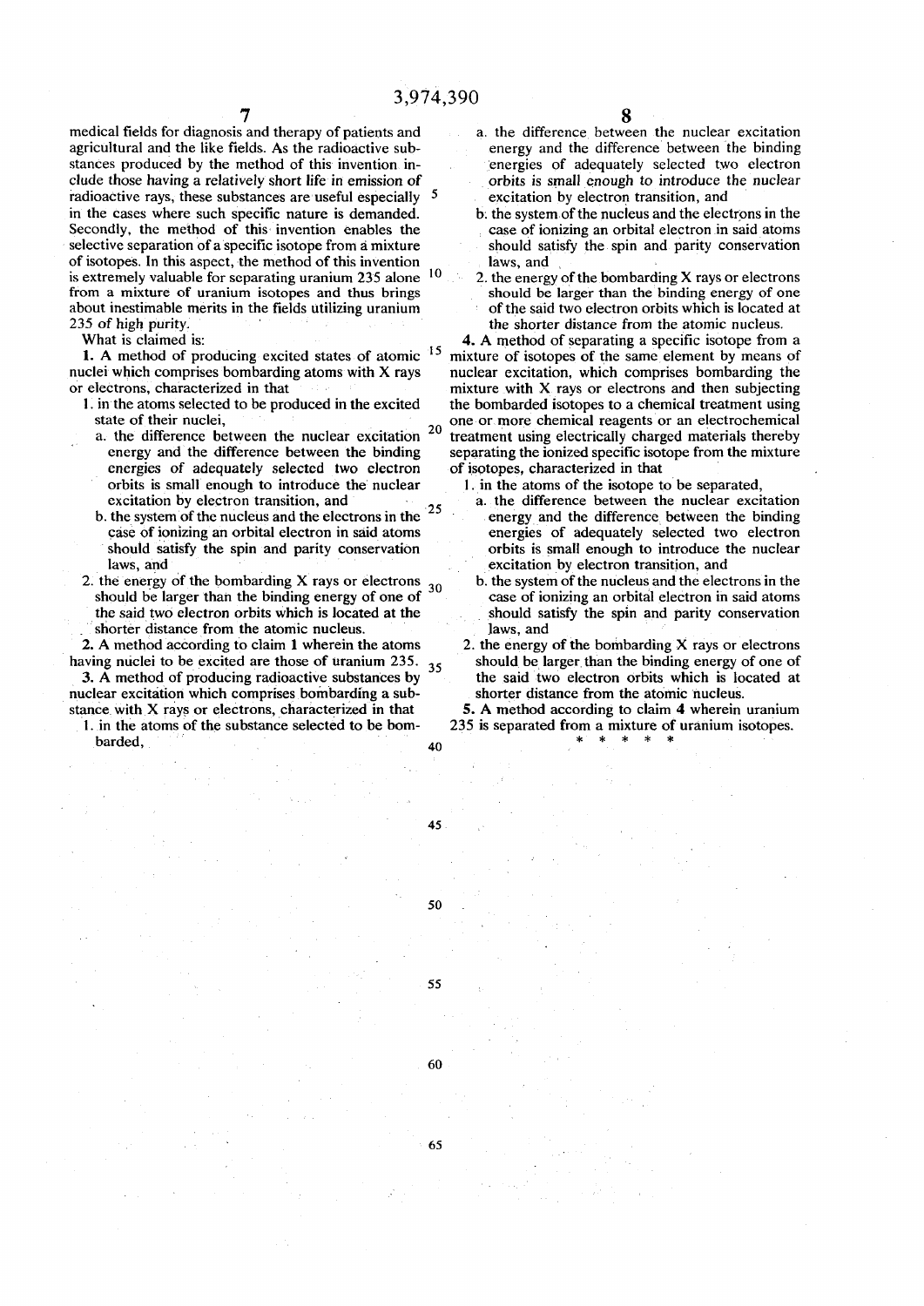medical fields for diagnosis and therapy of patients and agricultural and the like fields. As the radioactive substances produced by the method of this invention include those having a relatively short life in emission of radioactive rays, these substances are useful especially in the cases where such specific nature is demanded. Secondly, the method of this invention enables the selective separation of a specific isotope from a mixture of isotopes. In this aspect, the method of this invention is extremely valuable for separating uranium 235 alone from a mixture of uranium isotopes and thus brings about inestimable merits in the fields utilizing uranium 235 of high purity.

What is claimed is:

**1.** A method of producing excited states of atomic nuclei which comprises bombarding atoms with X rays or electrons, characterized in that

1. in the atoms selected to be produced in the excited state of their nuclei,
   a. the difference between the nuclear excitation energy and the difference between the binding energies of adequately selected two electron orbits is small enough to introduce the nuclear excitation by electron transition, and
   b. the system of the nucleus and the electrons in the case of ionizing an orbital electron in said atoms should satisfy the spin and parity conservation laws, and
2. the energy of the bombarding X rays or electrons should be larger than the binding energy of one of the said two electron orbits which is located at the shorter distance from the atomic nucleus.

**2.** A method according to claim **1** wherein the atoms having nuclei to be excited are those of uranium 235.

**3.** A method of producing radioactive substances by nuclear excitation which comprises bombarding a substance with X rays or electrons, characterized in that

1. in the atoms of the substance selected to be bombarded,
   a. the difference between the nuclear excitation energy and the difference between the binding energies of adequately selected two electron orbits is small enough to introduce the nuclear excitation by electron transition, and
   b. the system of the nucleus and the electrons in the case of ionizing an orbital electron in said atoms should satisfy the spin and parity conservation laws, and
2. the energy of the bombarding X rays or electrons should be larger than the binding energy of one of the said two electron orbits which is located at the shorter distance from the atomic nucleus.

**4.** A method of separating a specific isotope from a mixture of isotopes of the same element by means of nuclear excitation, which comprises bombarding the mixture with X rays or electrons and then subjecting the bombarded isotopes to a chemical treatment using one or more chemical reagents or an electrochemical treatment using electrically charged materials thereby separating the ionized specific isotope from the mixture of isotopes, characterized in that

1. in the atoms of the isotope to be separated,
   a. the difference between the nuclear excitation energy and the difference between the binding energies of adequately selected two electron orbits is small enough to introduce the nuclear excitation by electron transition, and
   b. the system of the nucleus and the electrons in the case of ionizing an orbital electron in said atoms should satisfy the spin and parity conservation laws, and
2. the energy of the bombarding X rays or electrons should be larger than the binding energy of one of the said two electron orbits which is located at shorter distance from the atomic nucleus.

**5.** A method according to claim **4** wherein uranium 235 is separated from a mixture of uranium isotopes.

\* \* \* \* \*